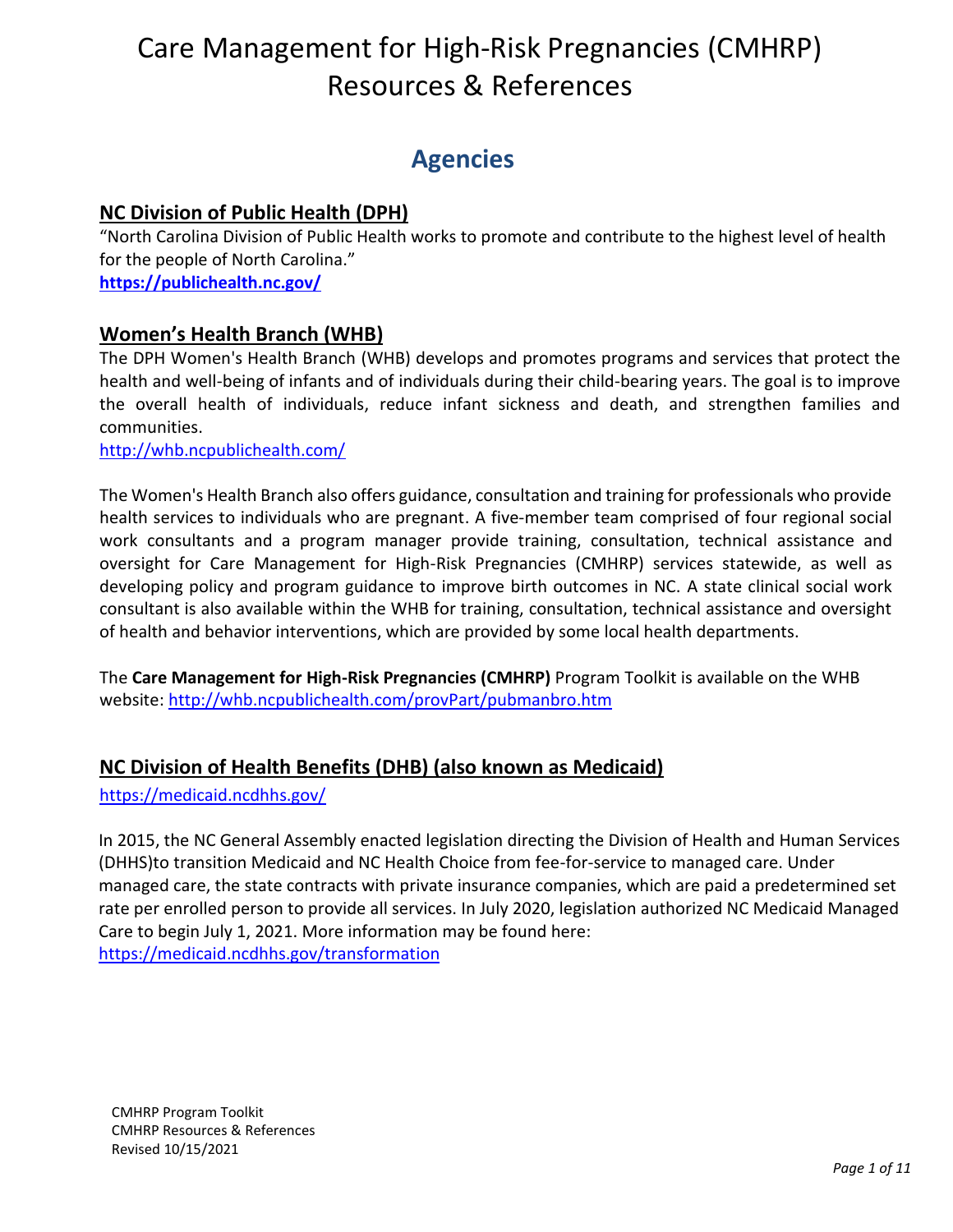# Care Management for High-Risk Pregnancies (CMHRP) Resources & References

## Agencies

### NC Division of Public Health (DPH)

"North Carolina Division of Public Health works to promote and contribute to the highest level of health for the people of North Carolina."

**https://publichealth.nc.gov/**

### Women's Health Branch (WHB)

The DPH Women's Health Branch (WHB) develops and promotes programs and services that protect the health and well-being of infants and of individuals during their child-bearing years. The goal is to improve the overall health of individuals, reduce infant sickness and death, and strengthen families and communities.

http://whb.ncpublichealth.com/

The Women's Health Branch also offers guidance, consultation and training for professionals who provide health services to individuals who are pregnant. A five-member team comprised of four regional social work consultants and a program manager provide training, consultation, technical assistance and oversight for Care Management for High-Risk Pregnancies (CMHRP) services statewide, as well as developing policy and program guidance to improve birth outcomes in NC. A state clinical social work consultant is also available within the WHB for training, consultation, technical assistance and oversight of health and behavior interventions, which are provided by some local health departments.

The **Care Management for High-Risk Pregnancies (CMHRP)** Program Toolkit is available on the WHB website: http://whb.ncpublichealth.com/provPart/pubmanbro.htm

### NC Division of Health Benefits (DHB) (also known as Medicaid)

https://medicaid.ncdhhs.gov/

In 2015, the NC General Assembly enacted legislation directing the Division of Health and Human Services (DHHS)to transition Medicaid and NC Health Choice from fee-for-service to managed care. Under managed care, the state contracts with private insurance companies, which are paid a predetermined set rate per enrolled person to provide all services. In July 2020, legislation authorized NC Medicaid Managed Care to begin July 1, 2021. More information may be found here: https://medicaid.ncdhhs.gov/transformation

CMHRP Program Toolkit
CMHRP Resources & References
Revised 10/15/2021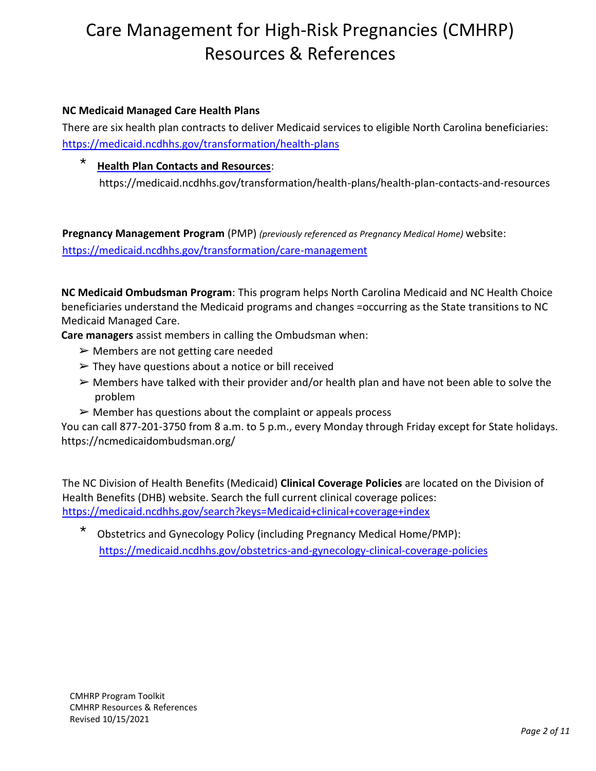# Care Management for High-Risk Pregnancies (CMHRP) Resources & References

**NC Medicaid Managed Care Health Plans**

There are six health plan contracts to deliver Medicaid services to eligible North Carolina beneficiaries: https://medicaid.ncdhhs.gov/transformation/health-plans

- **Health Plan Contacts and Resources**: https://medicaid.ncdhhs.gov/transformation/health-plans/health-plan-contacts-and-resources

**Pregnancy Management Program** (PMP) *(previously referenced as Pregnancy Medical Home)* website: https://medicaid.ncdhhs.gov/transformation/care-management

**NC Medicaid Ombudsman Program**: This program helps North Carolina Medicaid and NC Health Choice beneficiaries understand the Medicaid programs and changes =occurring as the State transitions to NC Medicaid Managed Care.

**Care managers** assist members in calling the Ombudsman when:

- Members are not getting care needed
- They have questions about a notice or bill received
- Members have talked with their provider and/or health plan and have not been able to solve the problem
- Member has questions about the complaint or appeals process

You can call 877-201-3750 from 8 a.m. to 5 p.m., every Monday through Friday except for State holidays. https://ncmedicaidombudsman.org/

The NC Division of Health Benefits (Medicaid) **Clinical Coverage Policies** are located on the Division of Health Benefits (DHB) website. Search the full current clinical coverage polices: https://medicaid.ncdhhs.gov/search?keys=Medicaid+clinical+coverage+index

- Obstetrics and Gynecology Policy (including Pregnancy Medical Home/PMP): https://medicaid.ncdhhs.gov/obstetrics-and-gynecology-clinical-coverage-policies

CMHRP Program Toolkit
CMHRP Resources & References
Revised 10/15/2021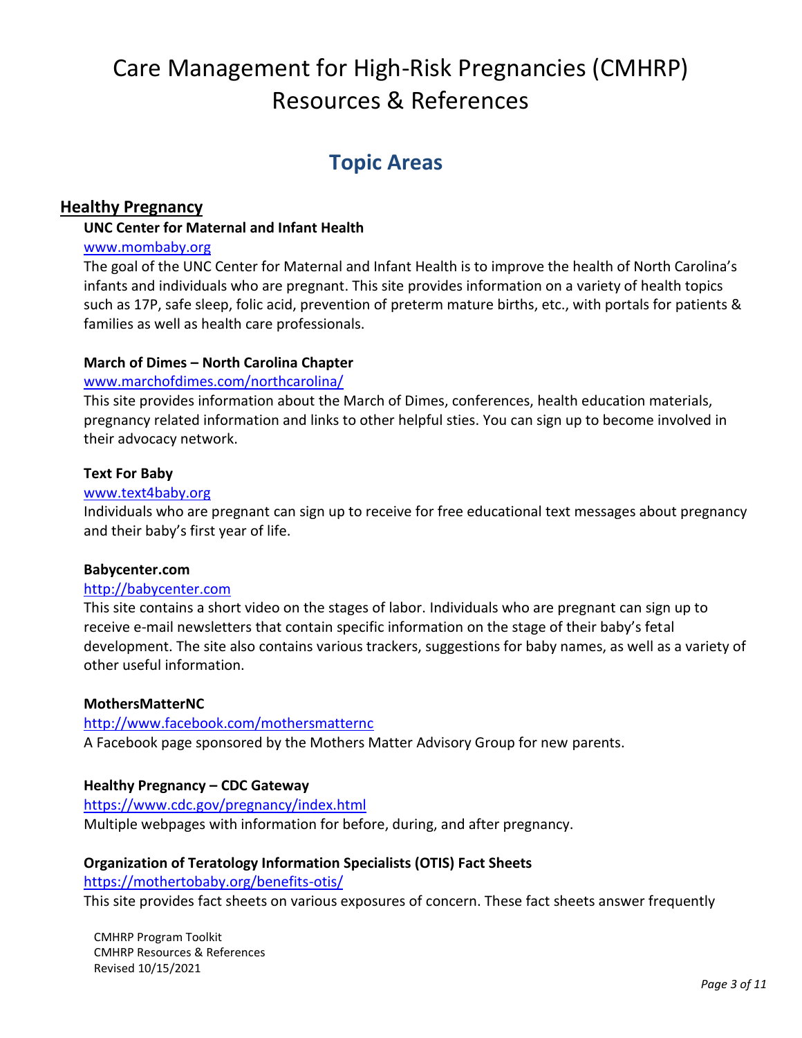# Care Management for High-Risk Pregnancies (CMHRP) Resources & References

## Topic Areas

### Healthy Pregnancy

**UNC Center for Maternal and Infant Health**

www.mombaby.org

The goal of the UNC Center for Maternal and Infant Health is to improve the health of North Carolina's infants and individuals who are pregnant. This site provides information on a variety of health topics such as 17P, safe sleep, folic acid, prevention of preterm mature births, etc., with portals for patients & families as well as health care professionals.

**March of Dimes – North Carolina Chapter**

www.marchofdimes.com/northcarolina/

This site provides information about the March of Dimes, conferences, health education materials, pregnancy related information and links to other helpful sties. You can sign up to become involved in their advocacy network.

**Text For Baby**

www.text4baby.org

Individuals who are pregnant can sign up to receive for free educational text messages about pregnancy and their baby's first year of life.

**Babycenter.com**

http://babycenter.com

This site contains a short video on the stages of labor. Individuals who are pregnant can sign up to receive e-mail newsletters that contain specific information on the stage of their baby's fetal development. The site also contains various trackers, suggestions for baby names, as well as a variety of other useful information.

**MothersMatterNC**

http://www.facebook.com/mothersmatternc

A Facebook page sponsored by the Mothers Matter Advisory Group for new parents.

**Healthy Pregnancy – CDC Gateway**

https://www.cdc.gov/pregnancy/index.html

Multiple webpages with information for before, during, and after pregnancy.

**Organization of Teratology Information Specialists (OTIS) Fact Sheets**

https://mothertobaby.org/benefits-otis/

This site provides fact sheets on various exposures of concern. These fact sheets answer frequently

CMHRP Program Toolkit
CMHRP Resources & References
Revised 10/15/2021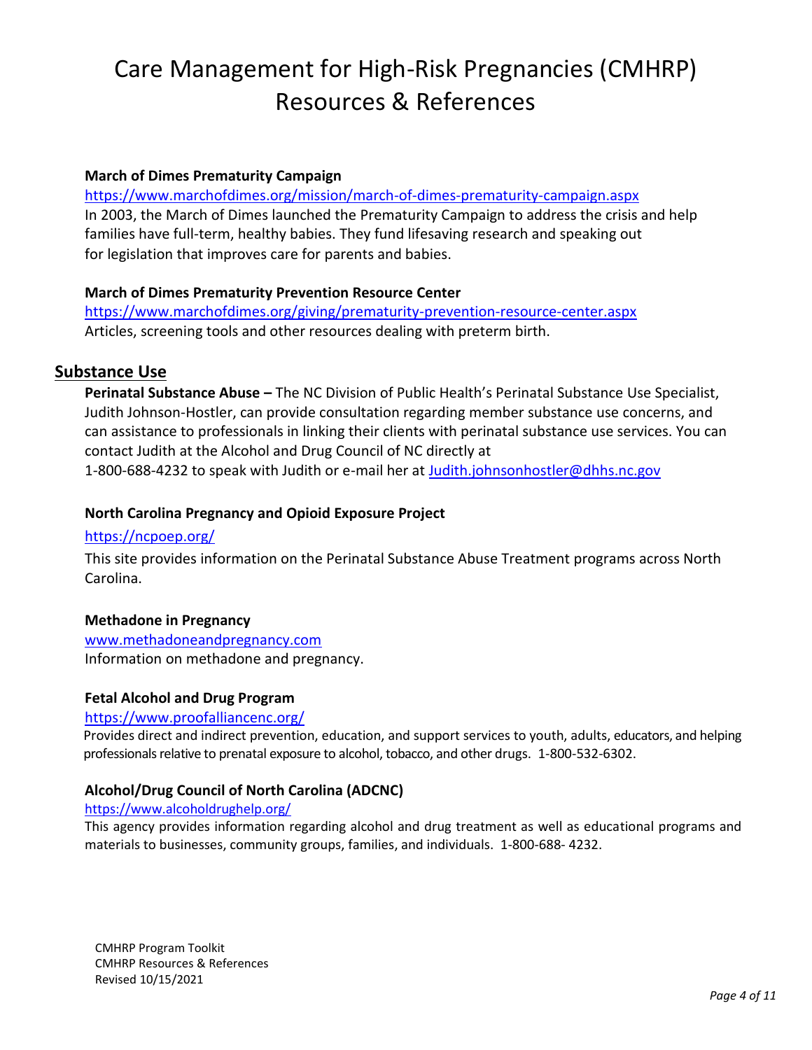# Care Management for High-Risk Pregnancies (CMHRP) Resources & References

**March of Dimes Prematurity Campaign**
https://www.marchofdimes.org/mission/march-of-dimes-prematurity-campaign.aspx
In 2003, the March of Dimes launched the Prematurity Campaign to address the crisis and help families have full-term, healthy babies. They fund lifesaving research and speaking out for legislation that improves care for parents and babies.

**March of Dimes Prematurity Prevention Resource Center**
https://www.marchofdimes.org/giving/prematurity-prevention-resource-center.aspx
Articles, screening tools and other resources dealing with preterm birth.

## Substance Use

**Perinatal Substance Abuse –** The NC Division of Public Health's Perinatal Substance Use Specialist, Judith Johnson-Hostler, can provide consultation regarding member substance use concerns, and can assistance to professionals in linking their clients with perinatal substance use services. You can contact Judith at the Alcohol and Drug Council of NC directly at 1-800-688-4232 to speak with Judith or e-mail her at Judith.johnsonhostler@dhhs.nc.gov

**North Carolina Pregnancy and Opioid Exposure Project**
https://ncpoep.org/
This site provides information on the Perinatal Substance Abuse Treatment programs across North Carolina.

**Methadone in Pregnancy**
www.methadoneandpregnancy.com
Information on methadone and pregnancy.

**Fetal Alcohol and Drug Program**
https://www.proofalliancenc.org/
Provides direct and indirect prevention, education, and support services to youth, adults, educators, and helping professionals relative to prenatal exposure to alcohol, tobacco, and other drugs. 1-800-532-6302.

**Alcohol/Drug Council of North Carolina (ADCNC)**
https://www.alcoholdrughelp.org/
This agency provides information regarding alcohol and drug treatment as well as educational programs and materials to businesses, community groups, families, and individuals. 1-800-688- 4232.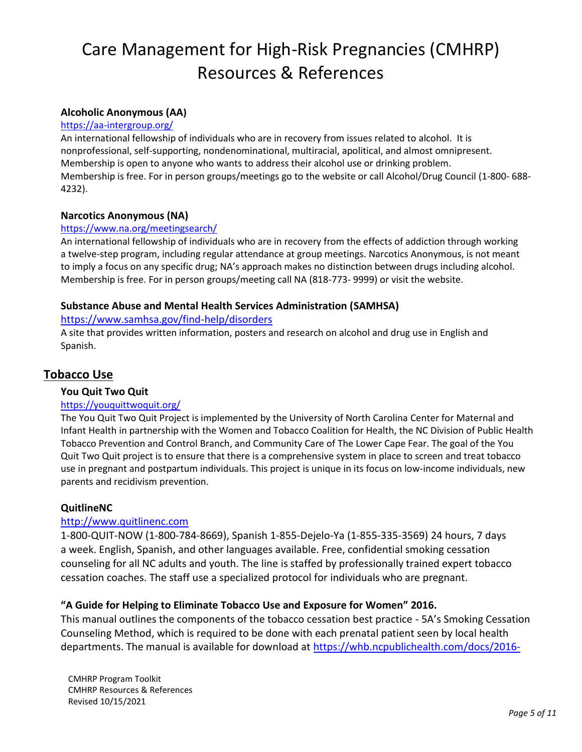# Care Management for High-Risk Pregnancies (CMHRP) Resources & References

### Alcoholic Anonymous (AA)

https://aa-intergroup.org/

An international fellowship of individuals who are in recovery from issues related to alcohol. It is nonprofessional, self-supporting, nondenominational, multiracial, apolitical, and almost omnipresent. Membership is open to anyone who wants to address their alcohol use or drinking problem. Membership is free. For in person groups/meetings go to the website or call Alcohol/Drug Council (1-800- 688-4232).

### Narcotics Anonymous (NA)

https://www.na.org/meetingsearch/

An international fellowship of individuals who are in recovery from the effects of addiction through working a twelve-step program, including regular attendance at group meetings. Narcotics Anonymous, is not meant to imply a focus on any specific drug; NA's approach makes no distinction between drugs including alcohol. Membership is free. For in person groups/meeting call NA (818-773- 9999) or visit the website.

### Substance Abuse and Mental Health Services Administration (SAMHSA)

https://www.samhsa.gov/find-help/disorders

A site that provides written information, posters and research on alcohol and drug use in English and Spanish.

## Tobacco Use

### You Quit Two Quit

https://youquittwoquit.org/

The You Quit Two Quit Project is implemented by the University of North Carolina Center for Maternal and Infant Health in partnership with the Women and Tobacco Coalition for Health, the NC Division of Public Health Tobacco Prevention and Control Branch, and Community Care of The Lower Cape Fear. The goal of the You Quit Two Quit project is to ensure that there is a comprehensive system in place to screen and treat tobacco use in pregnant and postpartum individuals. This project is unique in its focus on low-income individuals, new parents and recidivism prevention.

### QuitlineNC

http://www.quitlinenc.com

1-800-QUIT-NOW (1-800-784-8669), Spanish 1-855-Dejelo-Ya (1-855-335-3569) 24 hours, 7 days a week. English, Spanish, and other languages available. Free, confidential smoking cessation counseling for all NC adults and youth. The line is staffed by professionally trained expert tobacco cessation coaches. The staff use a specialized protocol for individuals who are pregnant.

### "A Guide for Helping to Eliminate Tobacco Use and Exposure for Women" 2016.

This manual outlines the components of the tobacco cessation best practice - 5A's Smoking Cessation Counseling Method, which is required to be done with each prenatal patient seen by local health departments. The manual is available for download at https://whb.ncpublichealth.com/docs/2016-

CMHRP Program Toolkit
CMHRP Resources & References
Revised 10/15/2021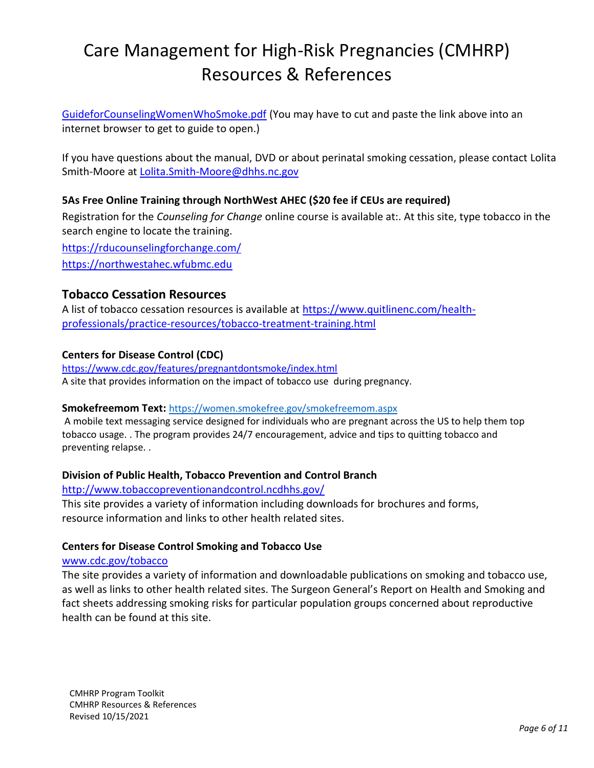# Care Management for High-Risk Pregnancies (CMHRP) Resources & References

GuideforCounselingWomenWhoSmoke.pdf (You may have to cut and paste the link above into an internet browser to get to guide to open.)

If you have questions about the manual, DVD or about perinatal smoking cessation, please contact Lolita Smith-Moore at Lolita.Smith-Moore@dhhs.nc.gov

**5As Free Online Training through NorthWest AHEC ($20 fee if CEUs are required)**

Registration for the *Counseling for Change* online course is available at:. At this site, type tobacco in the search engine to locate the training.

https://rducounselingforchange.com/

https://northwestahec.wfubmc.edu

## Tobacco Cessation Resources

A list of tobacco cessation resources is available at https://www.quitlinenc.com/health-professionals/practice-resources/tobacco-treatment-training.html

**Centers for Disease Control (CDC)**

https://www.cdc.gov/features/pregnantdontsmoke/index.html

A site that provides information on the impact of tobacco use during pregnancy.

**Smokefreemom Text:** https://women.smokefree.gov/smokefreemom.aspx

A mobile text messaging service designed for individuals who are pregnant across the US to help them top tobacco usage. . The program provides 24/7 encouragement, advice and tips to quitting tobacco and preventing relapse. .

**Division of Public Health, Tobacco Prevention and Control Branch**

http://www.tobaccopreventionandcontrol.ncdhhs.gov/

This site provides a variety of information including downloads for brochures and forms, resource information and links to other health related sites.

**Centers for Disease Control Smoking and Tobacco Use**

www.cdc.gov/tobacco

The site provides a variety of information and downloadable publications on smoking and tobacco use, as well as links to other health related sites. The Surgeon General's Report on Health and Smoking and fact sheets addressing smoking risks for particular population groups concerned about reproductive health can be found at this site.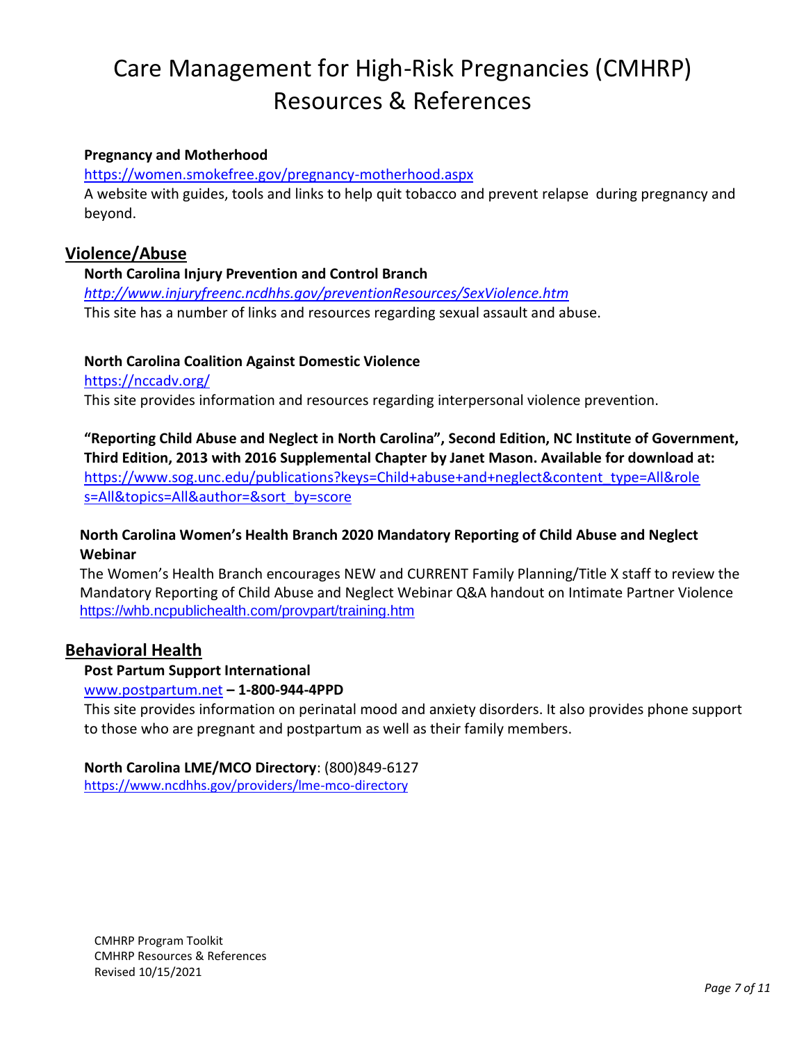# Care Management for High-Risk Pregnancies (CMHRP) Resources & References

**Pregnancy and Motherhood**

https://women.smokefree.gov/pregnancy-motherhood.aspx

A website with guides, tools and links to help quit tobacco and prevent relapse during pregnancy and beyond.

## Violence/Abuse

**North Carolina Injury Prevention and Control Branch**

*http://www.injuryfreenc.ncdhhs.gov/preventionResources/SexViolence.htm*

This site has a number of links and resources regarding sexual assault and abuse.

**North Carolina Coalition Against Domestic Violence**

https://nccadv.org/

This site provides information and resources regarding interpersonal violence prevention.

**"Reporting Child Abuse and Neglect in North Carolina", Second Edition, NC Institute of Government, Third Edition, 2013 with 2016 Supplemental Chapter by Janet Mason. Available for download at:**

https://www.sog.unc.edu/publications?keys=Child+abuse+and+neglect&content_type=All&roles=All&topics=All&author=&sort_by=score

**North Carolina Women's Health Branch 2020 Mandatory Reporting of Child Abuse and Neglect Webinar**

The Women's Health Branch encourages NEW and CURRENT Family Planning/Title X staff to review the Mandatory Reporting of Child Abuse and Neglect Webinar Q&A handout on Intimate Partner Violence https://whb.ncpublichealth.com/provpart/training.htm

## Behavioral Health

**Post Partum Support International**

www.postpartum.net **– 1-800-944-4PPD**

This site provides information on perinatal mood and anxiety disorders. It also provides phone support to those who are pregnant and postpartum as well as their family members.

**North Carolina LME/MCO Directory**: (800)849-6127

https://www.ncdhhs.gov/providers/lme-mco-directory

CMHRP Program Toolkit
CMHRP Resources & References
Revised 10/15/2021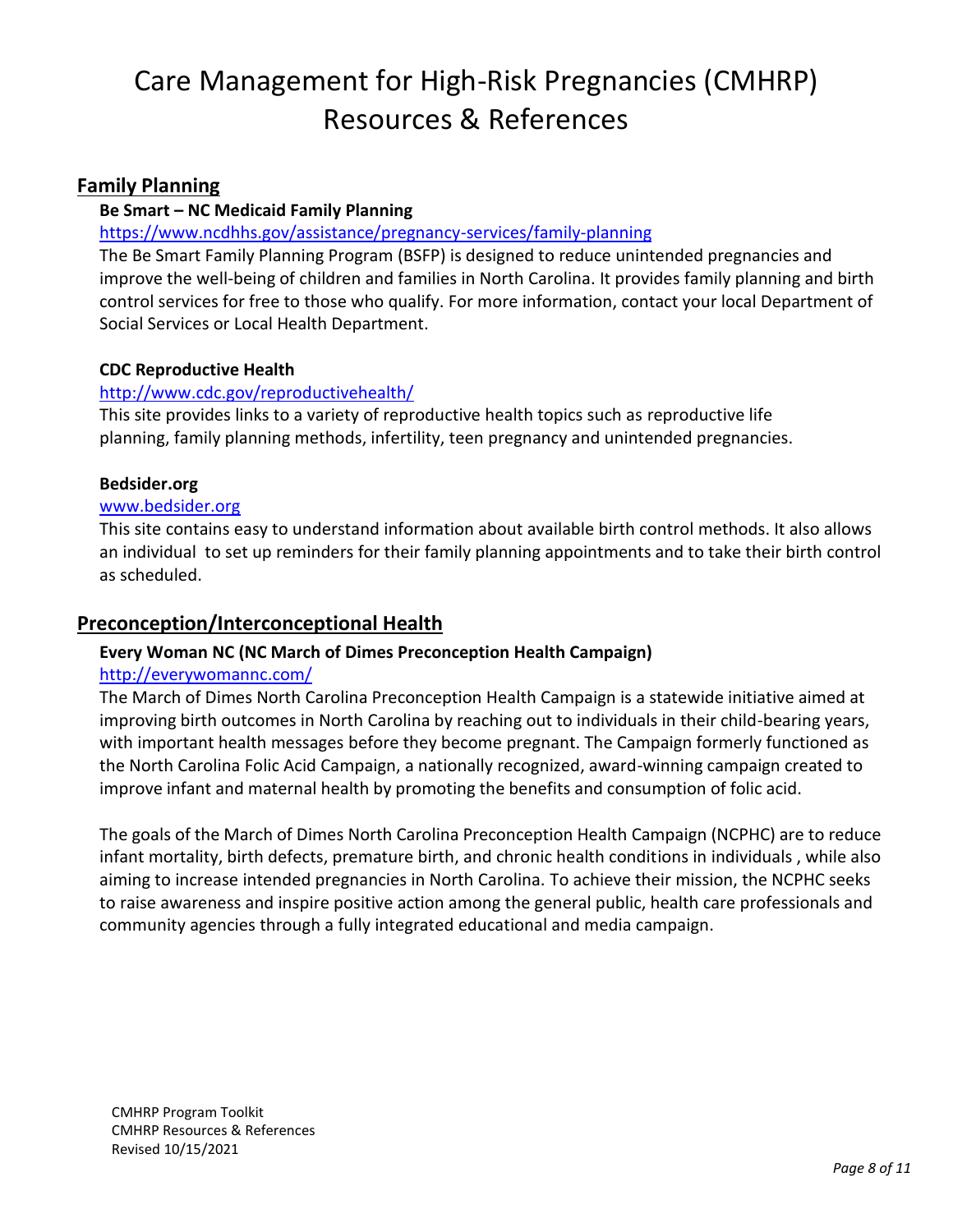# Care Management for High-Risk Pregnancies (CMHRP) Resources & References

## Family Planning

### Be Smart – NC Medicaid Family Planning

https://www.ncdhhs.gov/assistance/pregnancy-services/family-planning

The Be Smart Family Planning Program (BSFP) is designed to reduce unintended pregnancies and improve the well-being of children and families in North Carolina. It provides family planning and birth control services for free to those who qualify. For more information, contact your local Department of Social Services or Local Health Department.

### CDC Reproductive Health

http://www.cdc.gov/reproductivehealth/

This site provides links to a variety of reproductive health topics such as reproductive life planning, family planning methods, infertility, teen pregnancy and unintended pregnancies.

### Bedsider.org

www.bedsider.org

This site contains easy to understand information about available birth control methods. It also allows an individual to set up reminders for their family planning appointments and to take their birth control as scheduled.

## Preconception/Interconceptional Health

### Every Woman NC (NC March of Dimes Preconception Health Campaign)

http://everywomannc.com/

The March of Dimes North Carolina Preconception Health Campaign is a statewide initiative aimed at improving birth outcomes in North Carolina by reaching out to individuals in their child-bearing years, with important health messages before they become pregnant. The Campaign formerly functioned as the North Carolina Folic Acid Campaign, a nationally recognized, award-winning campaign created to improve infant and maternal health by promoting the benefits and consumption of folic acid.

The goals of the March of Dimes North Carolina Preconception Health Campaign (NCPHC) are to reduce infant mortality, birth defects, premature birth, and chronic health conditions in individuals , while also aiming to increase intended pregnancies in North Carolina. To achieve their mission, the NCPHC seeks to raise awareness and inspire positive action among the general public, health care professionals and community agencies through a fully integrated educational and media campaign.

CMHRP Program Toolkit
CMHRP Resources & References
Revised 10/15/2021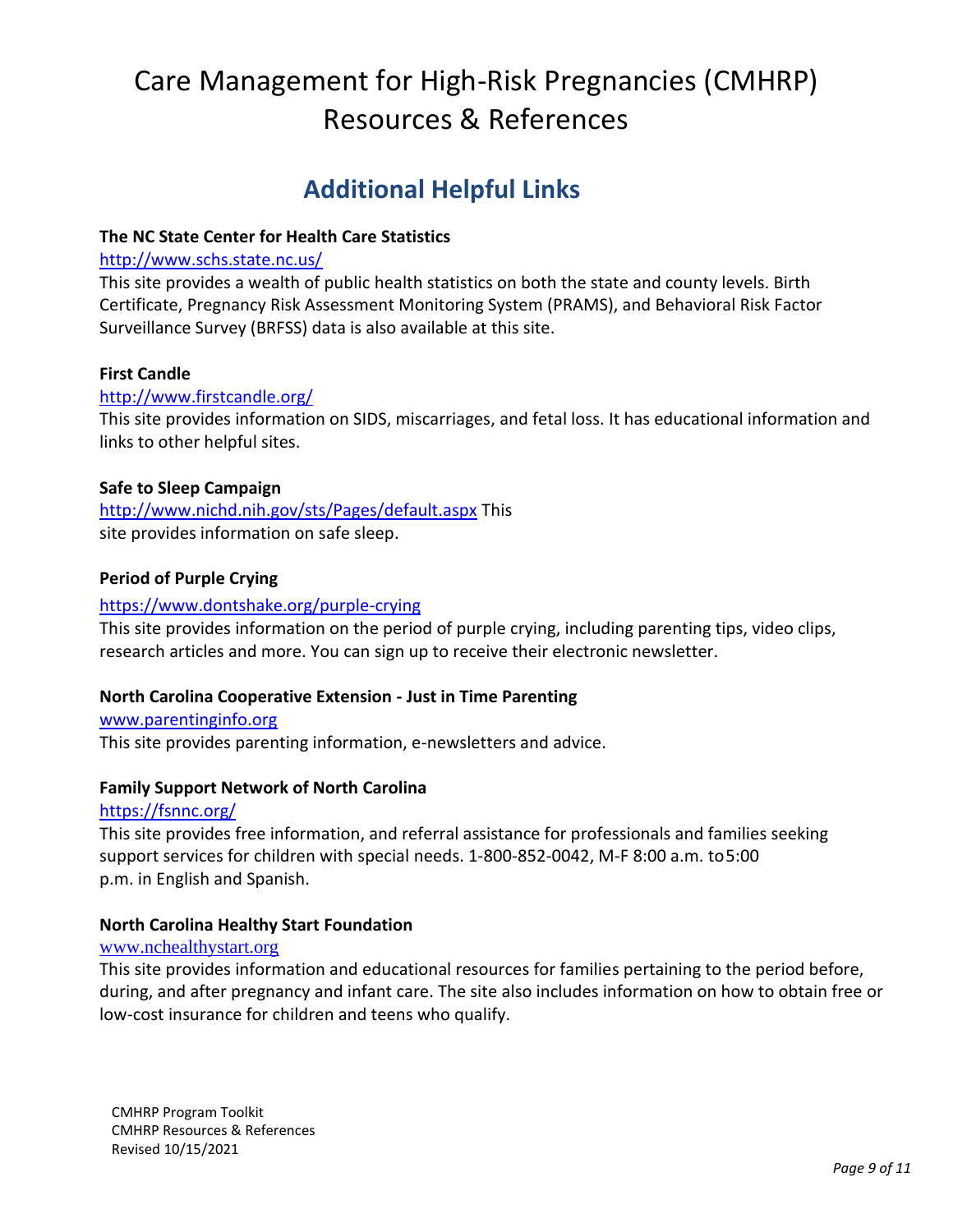// Care Management for High-Risk Pregnancies (CMHRP) Resources & References

## Additional Helpful Links

**The NC State Center for Health Care Statistics**

http://www.schs.state.nc.us/

This site provides a wealth of public health statistics on both the state and county levels. Birth Certificate, Pregnancy Risk Assessment Monitoring System (PRAMS), and Behavioral Risk Factor Surveillance Survey (BRFSS) data is also available at this site.

**First Candle**

http://www.firstcandle.org/

This site provides information on SIDS, miscarriages, and fetal loss. It has educational information and links to other helpful sites.

**Safe to Sleep Campaign**

http://www.nichd.nih.gov/sts/Pages/default.aspx This site provides information on safe sleep.

**Period of Purple Crying**

https://www.dontshake.org/purple-crying

This site provides information on the period of purple crying, including parenting tips, video clips, research articles and more. You can sign up to receive their electronic newsletter.

**North Carolina Cooperative Extension - Just in Time Parenting**

www.parentinginfo.org

This site provides parenting information, e-newsletters and advice.

**Family Support Network of North Carolina**

https://fsnnc.org/

This site provides free information, and referral assistance for professionals and families seeking support services for children with special needs. 1-800-852-0042, M-F 8:00 a.m. to5:00 p.m. in English and Spanish.

**North Carolina Healthy Start Foundation**

www.nchealthystart.org

This site provides information and educational resources for families pertaining to the period before, during, and after pregnancy and infant care. The site also includes information on how to obtain free or low-cost insurance for children and teens who qualify.

# Care Management for High-Risk Pregnancies (CMHRP) Resources & References

## Additional Helpful Links

**The NC State Center for Health Care Statistics**

http://www.schs.state.nc.us/

This site provides a wealth of public health statistics on both the state and county levels. Birth Certificate, Pregnancy Risk Assessment Monitoring System (PRAMS), and Behavioral Risk Factor Surveillance Survey (BRFSS) data is also available at this site.

**First Candle**

http://www.firstcandle.org/

This site provides information on SIDS, miscarriages, and fetal loss. It has educational information and links to other helpful sites.

**Safe to Sleep Campaign**

http://www.nichd.nih.gov/sts/Pages/default.aspx This site provides information on safe sleep.

**Period of Purple Crying**

https://www.dontshake.org/purple-crying

This site provides information on the period of purple crying, including parenting tips, video clips, research articles and more. You can sign up to receive their electronic newsletter.

**North Carolina Cooperative Extension - Just in Time Parenting**

www.parentinginfo.org

This site provides parenting information, e-newsletters and advice.

**Family Support Network of North Carolina**

https://fsnnc.org/

This site provides free information, and referral assistance for professionals and families seeking support services for children with special needs. 1-800-852-0042, M-F 8:00 a.m. to5:00 p.m. in English and Spanish.

**North Carolina Healthy Start Foundation**

www.nchealthystart.org

This site provides information and educational resources for families pertaining to the period before, during, and after pregnancy and infant care. The site also includes information on how to obtain free or low-cost insurance for children and teens who qualify.

CMHRP Program Toolkit
CMHRP Resources & References
Revised 10/15/2021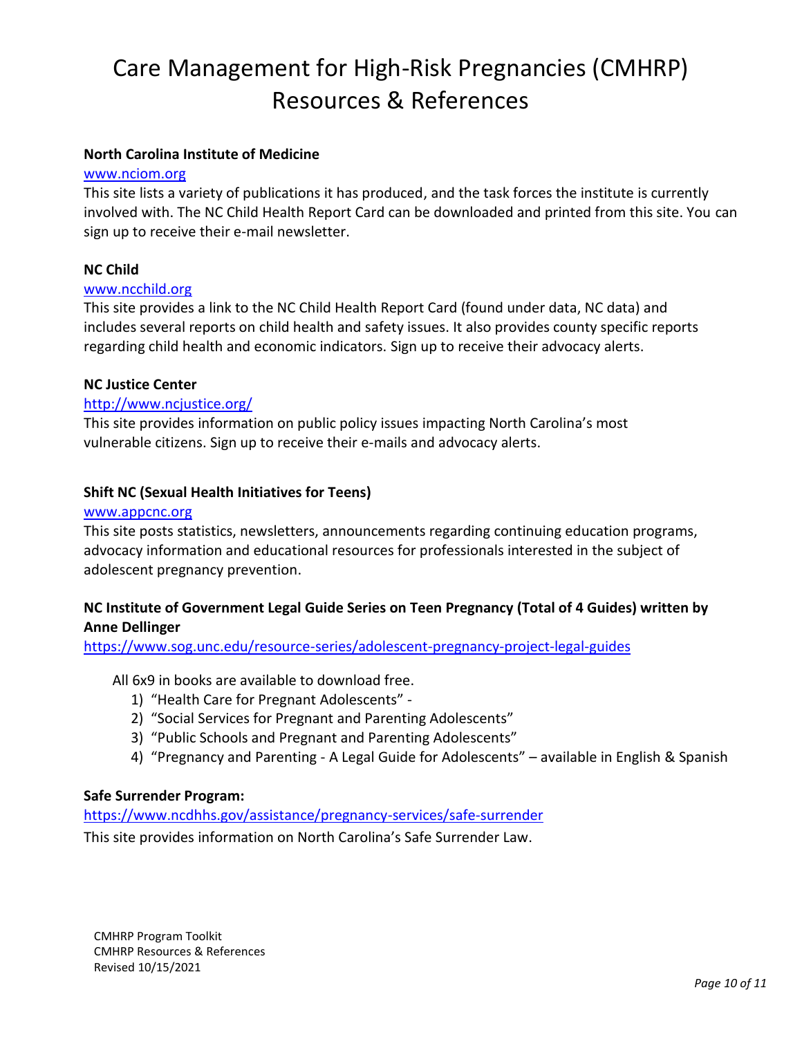# Care Management for High-Risk Pregnancies (CMHRP) Resources & References

**North Carolina Institute of Medicine**

www.nciom.org

This site lists a variety of publications it has produced, and the task forces the institute is currently involved with. The NC Child Health Report Card can be downloaded and printed from this site. You can sign up to receive their e-mail newsletter.

**NC Child**

www.ncchild.org

This site provides a link to the NC Child Health Report Card (found under data, NC data) and includes several reports on child health and safety issues. It also provides county specific reports regarding child health and economic indicators. Sign up to receive their advocacy alerts.

**NC Justice Center**

http://www.ncjustice.org/

This site provides information on public policy issues impacting North Carolina's most vulnerable citizens. Sign up to receive their e-mails and advocacy alerts.

**Shift NC (Sexual Health Initiatives for Teens)**

www.appcnc.org

This site posts statistics, newsletters, announcements regarding continuing education programs, advocacy information and educational resources for professionals interested in the subject of adolescent pregnancy prevention.

**NC Institute of Government Legal Guide Series on Teen Pregnancy (Total of 4 Guides) written by Anne Dellinger**

https://www.sog.unc.edu/resource-series/adolescent-pregnancy-project-legal-guides

All 6x9 in books are available to download free.

1) "Health Care for Pregnant Adolescents" -
2) "Social Services for Pregnant and Parenting Adolescents"
3) "Public Schools and Pregnant and Parenting Adolescents"
4) "Pregnancy and Parenting - A Legal Guide for Adolescents" – available in English & Spanish

**Safe Surrender Program:**

https://www.ncdhhs.gov/assistance/pregnancy-services/safe-surrender

This site provides information on North Carolina's Safe Surrender Law.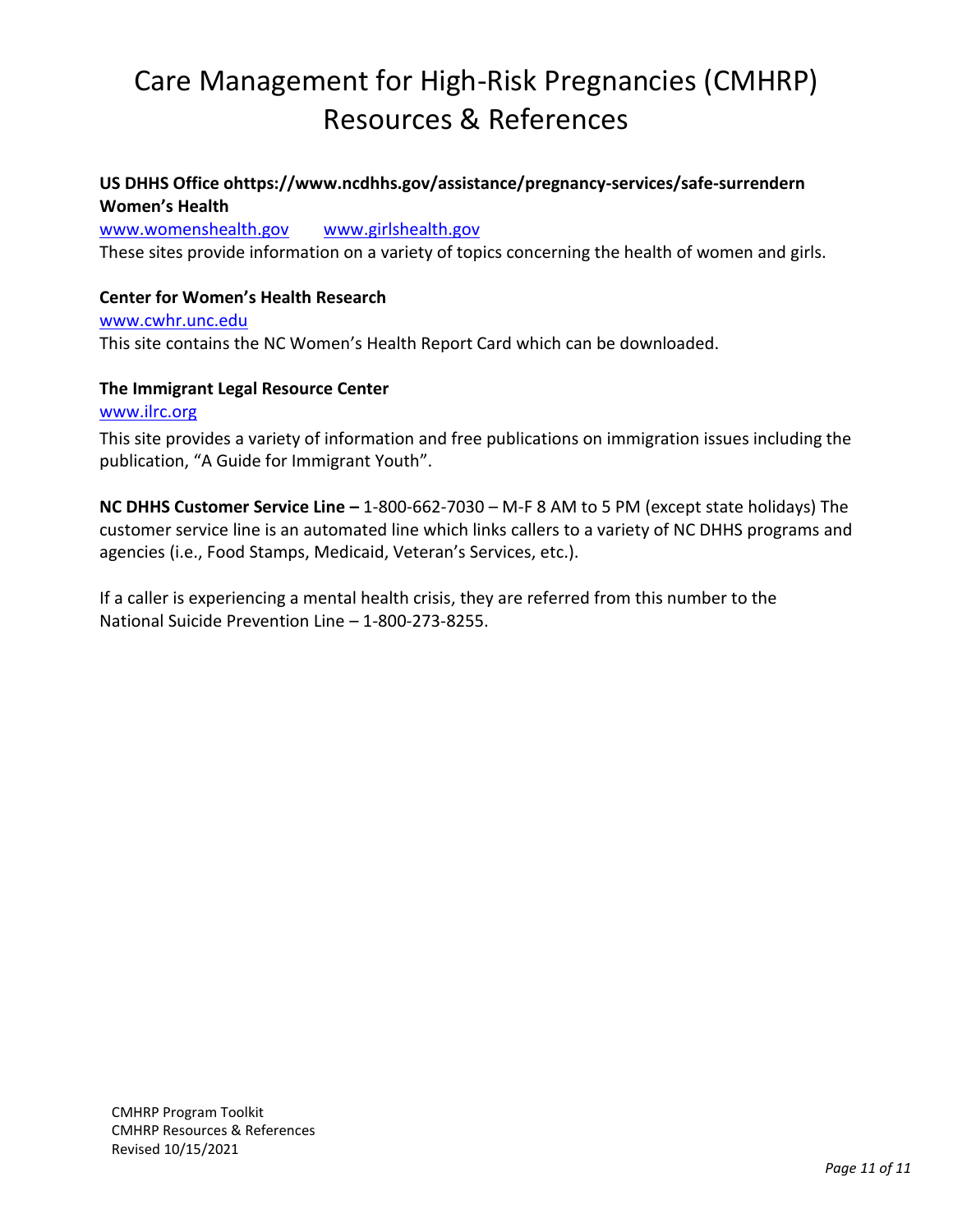# Care Management for High-Risk Pregnancies (CMHRP) Resources & References

**US DHHS Office ohttps://www.ncdhhs.gov/assistance/pregnancy-services/safe-surrendern Women's Health**

www.womenshealth.gov www.girlshealth.gov

These sites provide information on a variety of topics concerning the health of women and girls.

**Center for Women's Health Research**

www.cwhr.unc.edu

This site contains the NC Women's Health Report Card which can be downloaded.

**The Immigrant Legal Resource Center**

www.ilrc.org

This site provides a variety of information and free publications on immigration issues including the publication, "A Guide for Immigrant Youth".

**NC DHHS Customer Service Line –** 1-800-662-7030 – M-F 8 AM to 5 PM (except state holidays) The customer service line is an automated line which links callers to a variety of NC DHHS programs and agencies (i.e., Food Stamps, Medicaid, Veteran's Services, etc.).

If a caller is experiencing a mental health crisis, they are referred from this number to the National Suicide Prevention Line – 1-800-273-8255.

CMHRP Program Toolkit
CMHRP Resources & References
Revised 10/15/2021